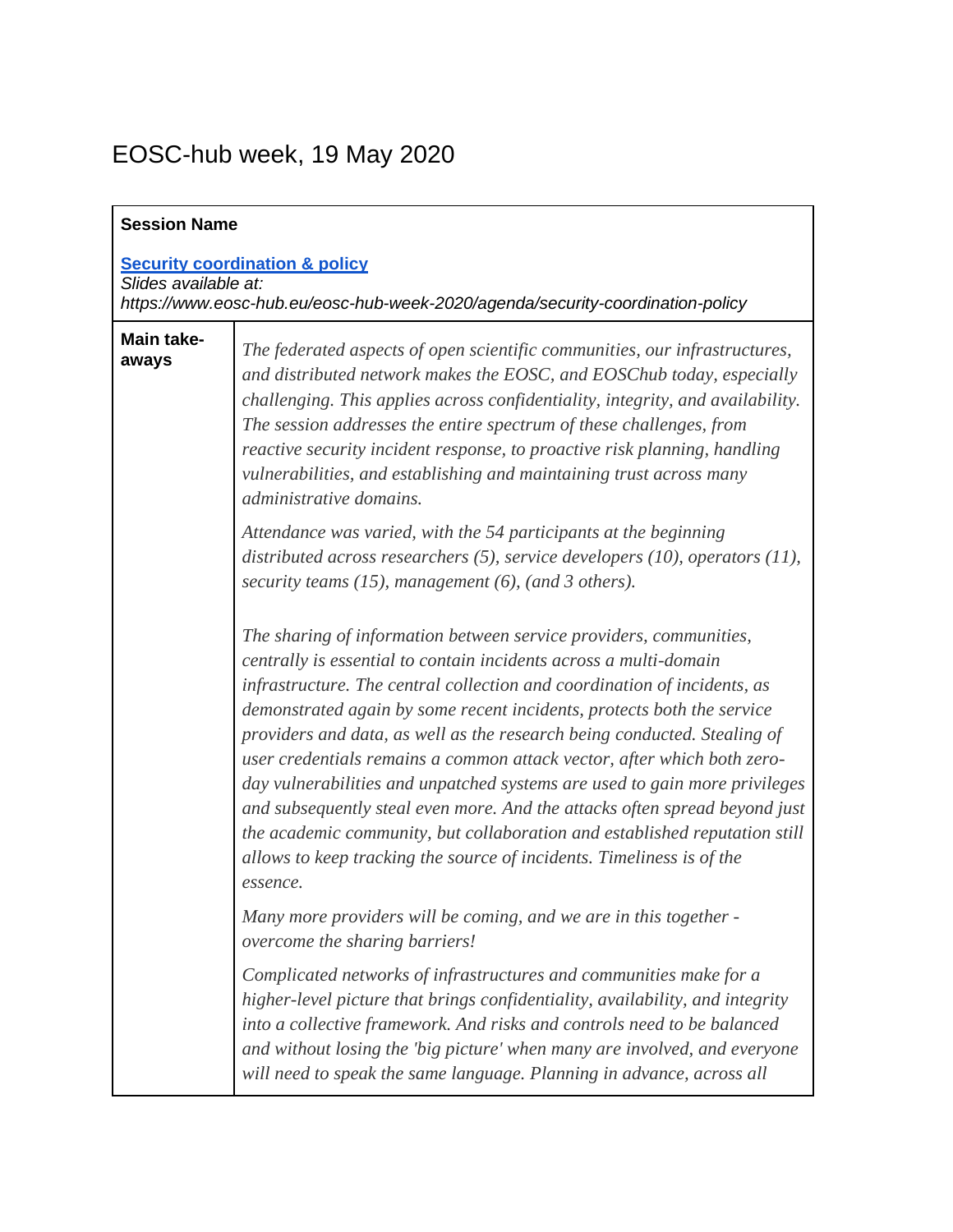# EOSC-hub week, 19 May 2020

| **Session Name** | |
|---|---|
| **[Security coordination & policy](https://www.eosc-hub.eu/eosc-hub-week-2020/agenda/security-coordination-policy)**<br>*Slides available at:*<br>*https://www.eosc-hub.eu/eosc-hub-week-2020/agenda/security-coordination-policy* | |
| **Main take-aways** | *The federated aspects of open scientific communities, our infrastructures, and distributed network makes the EOSC, and EOSChub today, especially challenging. This applies across confidentiality, integrity, and availability. The session addresses the entire spectrum of these challenges, from reactive security incident response, to proactive risk planning, handling vulnerabilities, and establishing and maintaining trust across many administrative domains.*<br><br>*Attendance was varied, with the 54 participants at the beginning distributed across researchers (5), service developers (10), operators (11), security teams (15), management (6), (and 3 others).*<br><br>*The sharing of information between service providers, communities, centrally is essential to contain incidents across a multi-domain infrastructure. The central collection and coordination of incidents, as demonstrated again by some recent incidents, protects both the service providers and data, as well as the research being conducted. Stealing of user credentials remains a common attack vector, after which both zero-day vulnerabilities and unpatched systems are used to gain more privileges and subsequently steal even more. And the attacks often spread beyond just the academic community, but collaboration and established reputation still allows to keep tracking the source of incidents. Timeliness is of the essence.*<br><br>*Many more providers will be coming, and we are in this together - overcome the sharing barriers!*<br><br>*Complicated networks of infrastructures and communities make for a higher-level picture that brings confidentiality, availability, and integrity into a collective framework. And risks and controls need to be balanced and without losing the 'big picture' when many are involved, and everyone will need to speak the same language. Planning in advance, across all* |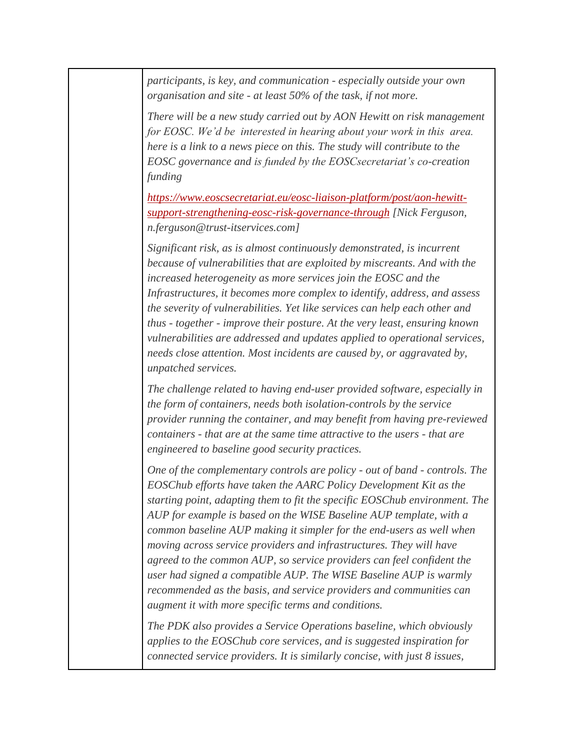| | *participants, is key, and communication - especially outside your own organisation and site - at least 50% of the task, if not more.*<br><br>*There will be a new study carried out by AON Hewitt on risk management for EOSC. We'd be interested in hearing about your work in this area. here is a link to a news piece on this. The study will contribute to the EOSC governance and is funded by the EOSCsecretariat's co-creation funding*<br><br>*[https://www.eoscsecretariat.eu/eosc-liaison-platform/post/aon-hewitt-support-strengthening-eosc-risk-governance-through](https://www.eoscsecretariat.eu/eosc-liaison-platform/post/aon-hewitt-support-strengthening-eosc-risk-governance-through) [Nick Ferguson, n.ferguson@trust-itservices.com]*<br><br>*Significant risk, as is almost continuously demonstrated, is incurrent because of vulnerabilities that are exploited by miscreants. And with the increased heterogeneity as more services join the EOSC and the Infrastructures, it becomes more complex to identify, address, and assess the severity of vulnerabilities. Yet like services can help each other and thus - together - improve their posture. At the very least, ensuring known vulnerabilities are addressed and updates applied to operational services, needs close attention. Most incidents are caused by, or aggravated by, unpatched services.*<br><br>*The challenge related to having end-user provided software, especially in the form of containers, needs both isolation-controls by the service provider running the container, and may benefit from having pre-reviewed containers - that are at the same time attractive to the users - that are engineered to baseline good security practices.*<br><br>*One of the complementary controls are policy - out of band - controls. The EOSChub efforts have taken the AARC Policy Development Kit as the starting point, adapting them to fit the specific EOSChub environment. The AUP for example is based on the WISE Baseline AUP template, with a common baseline AUP making it simpler for the end-users as well when moving across service providers and infrastructures. They will have agreed to the common AUP, so service providers can feel confident the user had signed a compatible AUP. The WISE Baseline AUP is warmly recommended as the basis, and service providers and communities can augment it with more specific terms and conditions.*<br><br>*The PDK also provides a Service Operations baseline, which obviously applies to the EOSChub core services, and is suggested inspiration for connected service providers. It is similarly concise, with just 8 issues,* |
|---|---|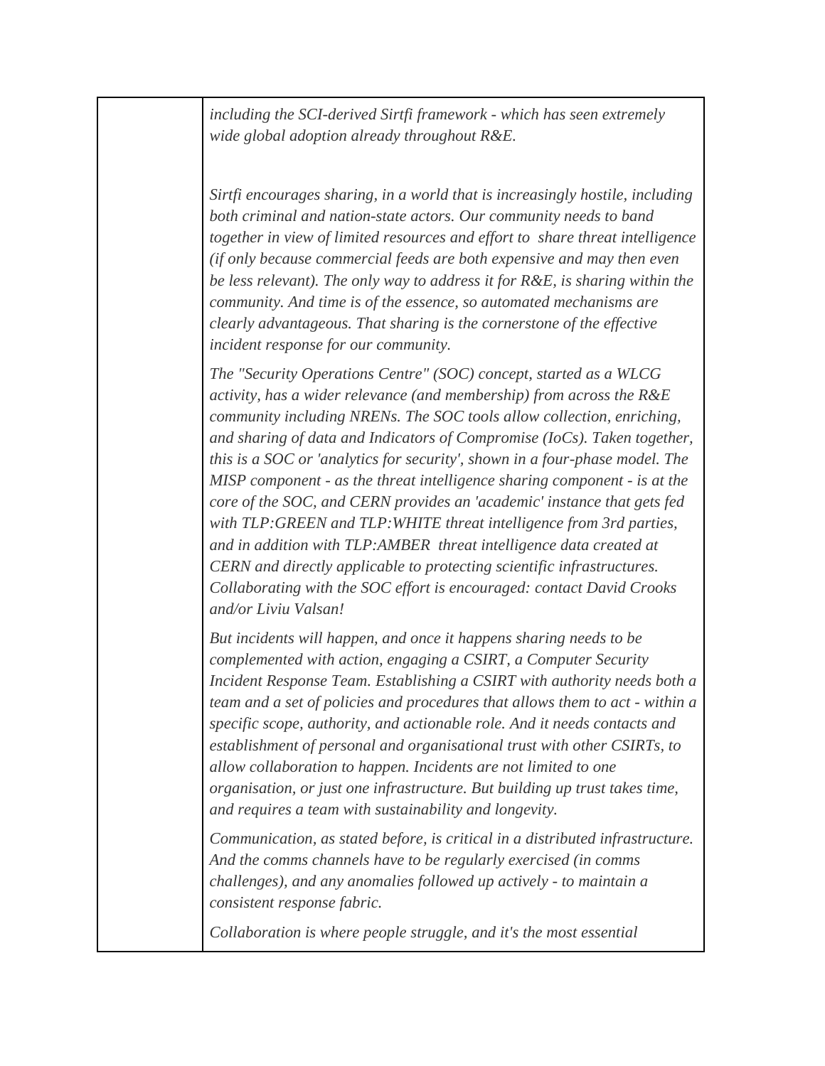*including the SCI-derived Sirtfi framework - which has seen extremely wide global adoption already throughout R&E.*

*Sirtfi encourages sharing, in a world that is increasingly hostile, including both criminal and nation-state actors. Our community needs to band together in view of limited resources and effort to share threat intelligence (if only because commercial feeds are both expensive and may then even be less relevant). The only way to address it for R&E, is sharing within the community. And time is of the essence, so automated mechanisms are clearly advantageous. That sharing is the cornerstone of the effective incident response for our community.*

*The "Security Operations Centre" (SOC) concept, started as a WLCG activity, has a wider relevance (and membership) from across the R&E community including NRENs. The SOC tools allow collection, enriching, and sharing of data and Indicators of Compromise (IoCs). Taken together, this is a SOC or 'analytics for security', shown in a four-phase model. The MISP component - as the threat intelligence sharing component - is at the core of the SOC, and CERN provides an 'academic' instance that gets fed with TLP:GREEN and TLP:WHITE threat intelligence from 3rd parties, and in addition with TLP:AMBER threat intelligence data created at CERN and directly applicable to protecting scientific infrastructures. Collaborating with the SOC effort is encouraged: contact David Crooks and/or Liviu Valsan!*

*But incidents will happen, and once it happens sharing needs to be complemented with action, engaging a CSIRT, a Computer Security Incident Response Team. Establishing a CSIRT with authority needs both a team and a set of policies and procedures that allows them to act - within a specific scope, authority, and actionable role. And it needs contacts and establishment of personal and organisational trust with other CSIRTs, to allow collaboration to happen. Incidents are not limited to one organisation, or just one infrastructure. But building up trust takes time, and requires a team with sustainability and longevity.*

*Communication, as stated before, is critical in a distributed infrastructure. And the comms channels have to be regularly exercised (in comms challenges), and any anomalies followed up actively - to maintain a consistent response fabric.*

*Collaboration is where people struggle, and it's the most essential*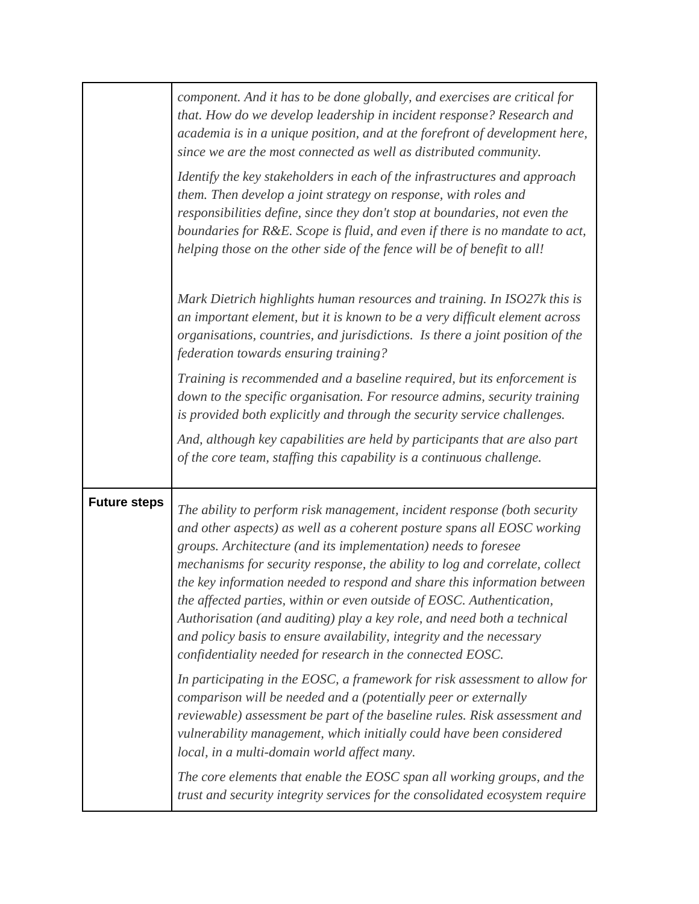| | |
|---|---|
| | *component. And it has to be done globally, and exercises are critical for that. How do we develop leadership in incident response? Research and academia is in a unique position, and at the forefront of development here, since we are the most connected as well as distributed community.*<br><br>*Identify the key stakeholders in each of the infrastructures and approach them. Then develop a joint strategy on response, with roles and responsibilities define, since they don't stop at boundaries, not even the boundaries for R&E. Scope is fluid, and even if there is no mandate to act, helping those on the other side of the fence will be of benefit to all!*<br><br>*Mark Dietrich highlights human resources and training. In ISO27k this is an important element, but it is known to be a very difficult element across organisations, countries, and jurisdictions. Is there a joint position of the federation towards ensuring training?*<br><br>*Training is recommended and a baseline required, but its enforcement is down to the specific organisation. For resource admins, security training is provided both explicitly and through the security service challenges.*<br><br>*And, although key capabilities are held by participants that are also part of the core team, staffing this capability is a continuous challenge.* |
| **Future steps** | *The ability to perform risk management, incident response (both security and other aspects) as well as a coherent posture spans all EOSC working groups. Architecture (and its implementation) needs to foresee mechanisms for security response, the ability to log and correlate, collect the key information needed to respond and share this information between the affected parties, within or even outside of EOSC. Authentication, Authorisation (and auditing) play a key role, and need both a technical and policy basis to ensure availability, integrity and the necessary confidentiality needed for research in the connected EOSC.*<br><br>*In participating in the EOSC, a framework for risk assessment to allow for comparison will be needed and a (potentially peer or externally reviewable) assessment be part of the baseline rules. Risk assessment and vulnerability management, which initially could have been considered local, in a multi-domain world affect many.*<br><br>*The core elements that enable the EOSC span all working groups, and the trust and security integrity services for the consolidated ecosystem require* |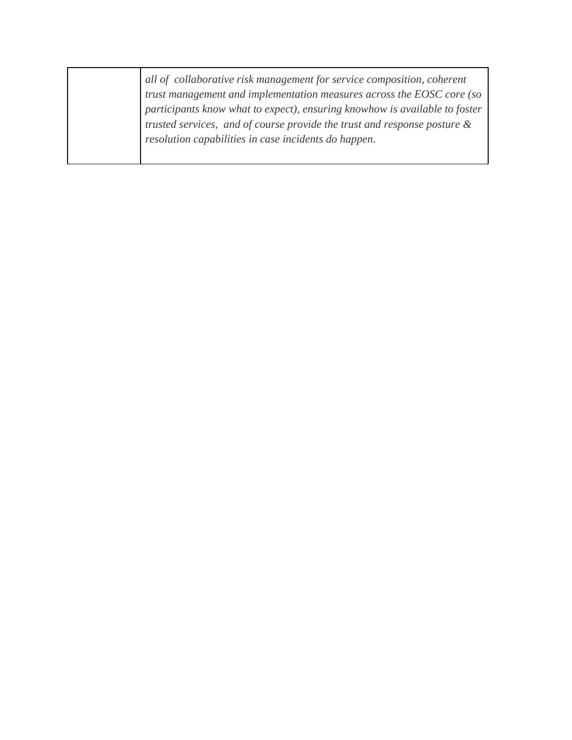| | |
|---|---|
| | *all of collaborative risk management for service composition, coherent trust management and implementation measures across the EOSC core (so participants know what to expect), ensuring knowhow is available to foster trusted services, and of course provide the trust and response posture & resolution capabilities in case incidents do happen.* |